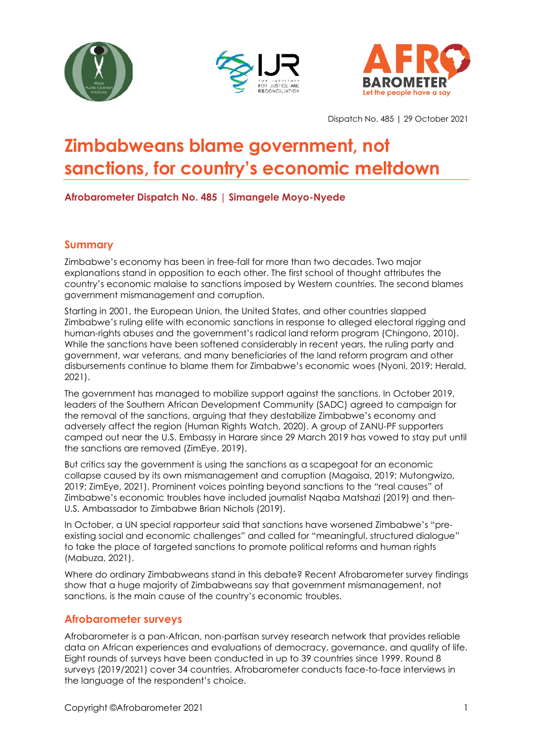Dispatch No. 485 | 29 October 2021

# Zimbabweans blame government, not sanctions, for country's economic meltdown

**Afrobarometer Dispatch No. 485 | Simangele Moyo-Nyede**

## Summary

Zimbabwe's economy has been in free-fall for more than two decades. Two major explanations stand in opposition to each other. The first school of thought attributes the country's economic malaise to sanctions imposed by Western countries. The second blames government mismanagement and corruption.

Starting in 2001, the European Union, the United States, and other countries slapped Zimbabwe's ruling elite with economic sanctions in response to alleged electoral rigging and human-rights abuses and the government's radical land reform program (Chingono, 2010). While the sanctions have been softened considerably in recent years, the ruling party and government, war veterans, and many beneficiaries of the land reform program and other disbursements continue to blame them for Zimbabwe's economic woes (Nyoni, 2019; Herald, 2021).

The government has managed to mobilize support against the sanctions. In October 2019, leaders of the Southern African Development Community (SADC) agreed to campaign for the removal of the sanctions, arguing that they destabilize Zimbabwe's economy and adversely affect the region (Human Rights Watch, 2020). A group of ZANU-PF supporters camped out near the U.S. Embassy in Harare since 29 March 2019 has vowed to stay put until the sanctions are removed (ZimEye, 2019).

But critics say the government is using the sanctions as a scapegoat for an economic collapse caused by its own mismanagement and corruption (Magaisa, 2019; Mutongwizo, 2019; ZimEye, 2021). Prominent voices pointing beyond sanctions to the "real causes" of Zimbabwe's economic troubles have included journalist Nqaba Matshazi (2019) and then-U.S. Ambassador to Zimbabwe Brian Nichols (2019).

In October, a UN special rapporteur said that sanctions have worsened Zimbabwe's "pre-existing social and economic challenges" and called for "meaningful, structured dialogue" to take the place of targeted sanctions to promote political reforms and human rights (Mabuza, 2021).

Where do ordinary Zimbabweans stand in this debate? Recent Afrobarometer survey findings show that a huge majority of Zimbabweans say that government mismanagement, not sanctions, is the main cause of the country's economic troubles.

## Afrobarometer surveys

Afrobarometer is a pan-African, non-partisan survey research network that provides reliable data on African experiences and evaluations of democracy, governance, and quality of life. Eight rounds of surveys have been conducted in up to 39 countries since 1999. Round 8 surveys (2019/2021) cover 34 countries. Afrobarometer conducts face-to-face interviews in the language of the respondent's choice.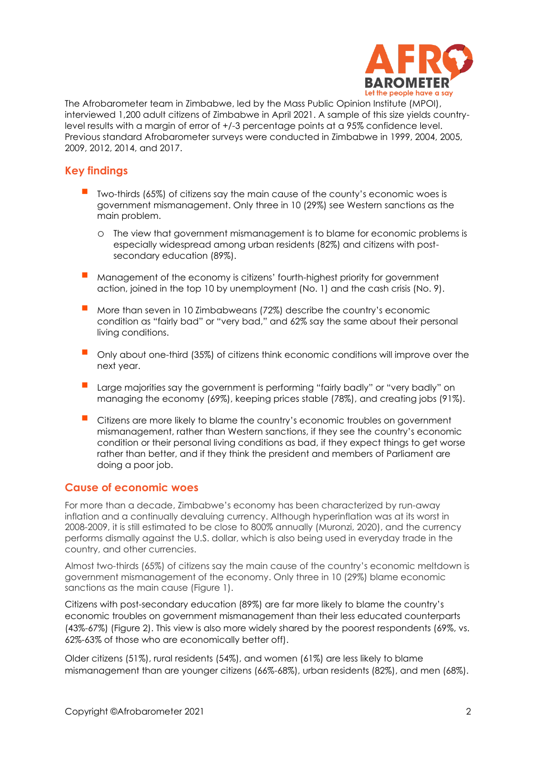The Afrobarometer team in Zimbabwe, led by the Mass Public Opinion Institute (MPOI), interviewed 1,200 adult citizens of Zimbabwe in April 2021. A sample of this size yields country-level results with a margin of error of +/-3 percentage points at a 95% confidence level. Previous standard Afrobarometer surveys were conducted in Zimbabwe in 1999, 2004, 2005, 2009, 2012, 2014, and 2017.

## Key findings

- Two-thirds (65%) of citizens say the main cause of the county's economic woes is government mismanagement. Only three in 10 (29%) see Western sanctions as the main problem.
  - The view that government mismanagement is to blame for economic problems is especially widespread among urban residents (82%) and citizens with post-secondary education (89%).
- Management of the economy is citizens' fourth-highest priority for government action, joined in the top 10 by unemployment (No. 1) and the cash crisis (No. 9).
- More than seven in 10 Zimbabweans (72%) describe the country's economic condition as "fairly bad" or "very bad," and 62% say the same about their personal living conditions.
- Only about one-third (35%) of citizens think economic conditions will improve over the next year.
- Large majorities say the government is performing "fairly badly" or "very badly" on managing the economy (69%), keeping prices stable (78%), and creating jobs (91%).
- Citizens are more likely to blame the country's economic troubles on government mismanagement, rather than Western sanctions, if they see the country's economic condition or their personal living conditions as bad, if they expect things to get worse rather than better, and if they think the president and members of Parliament are doing a poor job.

## Cause of economic woes

For more than a decade, Zimbabwe's economy has been characterized by run-away inflation and a continually devaluing currency. Although hyperinflation was at its worst in 2008-2009, it is still estimated to be close to 800% annually (Muronzi, 2020), and the currency performs dismally against the U.S. dollar, which is also being used in everyday trade in the country, and other currencies.

Almost two-thirds (65%) of citizens say the main cause of the country's economic meltdown is government mismanagement of the economy. Only three in 10 (29%) blame economic sanctions as the main cause (Figure 1).

Citizens with post-secondary education (89%) are far more likely to blame the country's economic troubles on government mismanagement than their less educated counterparts (43%-67%) (Figure 2). This view is also more widely shared by the poorest respondents (69%, vs. 62%-63% of those who are economically better off).

Older citizens (51%), rural residents (54%), and women (61%) are less likely to blame mismanagement than are younger citizens (66%-68%), urban residents (82%), and men (68%).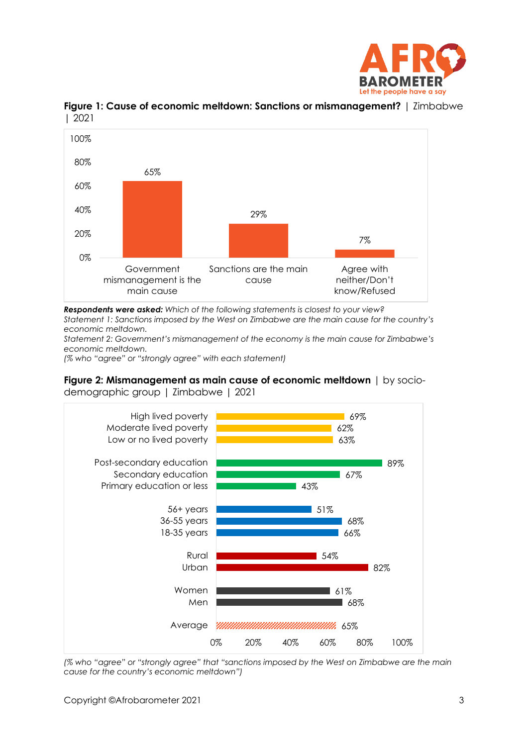**Figure 1: Cause of economic meltdown: Sanctions or mismanagement?** | Zimbabwe | 2021

| | % |
|---|---|
| Government mismanagement is the main cause | 65% |
| Sanctions are the main cause | 29% |
| Agree with neither/Don't know/Refused | 7% |

***Respondents were asked:*** *Which of the following statements is closest to your view?*
*Statement 1: Sanctions imposed by the West on Zimbabwe are the main cause for the country's economic meltdown.*
*Statement 2: Government's mismanagement of the economy is the main cause for Zimbabwe's economic meltdown.*
*(% who "agree" or "strongly agree" with each statement)*

**Figure 2: Mismanagement as main cause of economic meltdown** | by socio-demographic group | Zimbabwe | 2021

| Group | % |
|---|---|
| High lived poverty | 69% |
| Moderate lived poverty | 62% |
| Low or no lived poverty | 63% |
| Post-secondary education | 89% |
| Secondary education | 67% |
| Primary education or less | 43% |
| 56+ years | 51% |
| 36-55 years | 68% |
| 18-35 years | 66% |
| Rural | 54% |
| Urban | 82% |
| Women | 61% |
| Men | 68% |
| Average | 65% |

*(% who "agree" or "strongly agree" that "sanctions imposed by the West on Zimbabwe are the main cause for the country's economic meltdown")*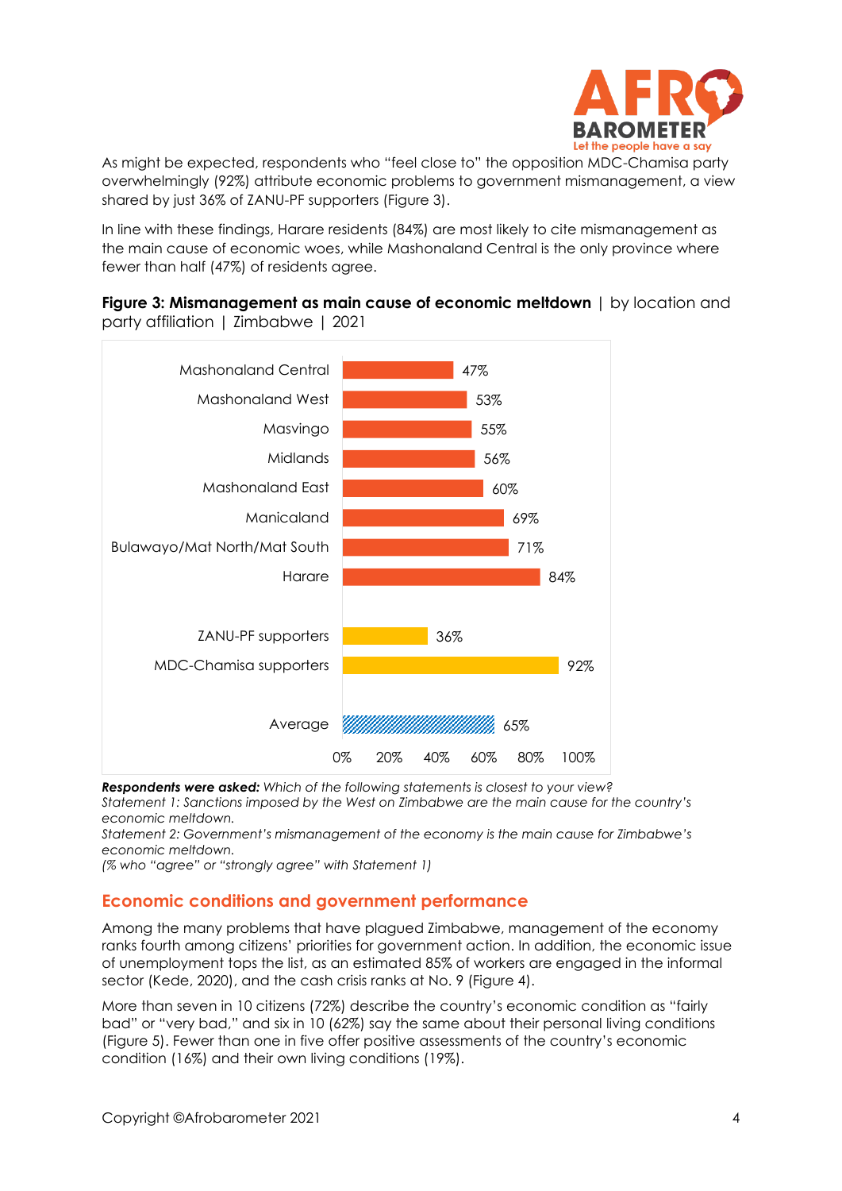As might be expected, respondents who "feel close to" the opposition MDC-Chamisa party overwhelmingly (92%) attribute economic problems to government mismanagement, a view shared by just 36% of ZANU-PF supporters (Figure 3).

In line with these findings, Harare residents (84%) are most likely to cite mismanagement as the main cause of economic woes, while Mashonaland Central is the only province where fewer than half (47%) of residents agree.

**Figure 3: Mismanagement as main cause of economic meltdown** | by location and party affiliation | Zimbabwe | 2021

| | % |
|---|---|
| Mashonaland Central | 47% |
| Mashonaland West | 53% |
| Masvingo | 55% |
| Midlands | 56% |
| Mashonaland East | 60% |
| Manicaland | 69% |
| Bulawayo/Mat North/Mat South | 71% |
| Harare | 84% |
| ZANU-PF supporters | 36% |
| MDC-Chamisa supporters | 92% |
| Average | 65% |

***Respondents were asked:*** *Which of the following statements is closest to your view?*
*Statement 1: Sanctions imposed by the West on Zimbabwe are the main cause for the country's economic meltdown.*
*Statement 2: Government's mismanagement of the economy is the main cause for Zimbabwe's economic meltdown.*
*(% who "agree" or "strongly agree" with Statement 1)*

## Economic conditions and government performance

Among the many problems that have plagued Zimbabwe, management of the economy ranks fourth among citizens' priorities for government action. In addition, the economic issue of unemployment tops the list, as an estimated 85% of workers are engaged in the informal sector (Kede, 2020), and the cash crisis ranks at No. 9 (Figure 4).

More than seven in 10 citizens (72%) describe the country's economic condition as "fairly bad" or "very bad," and six in 10 (62%) say the same about their personal living conditions (Figure 5). Fewer than one in five offer positive assessments of the country's economic condition (16%) and their own living conditions (19%).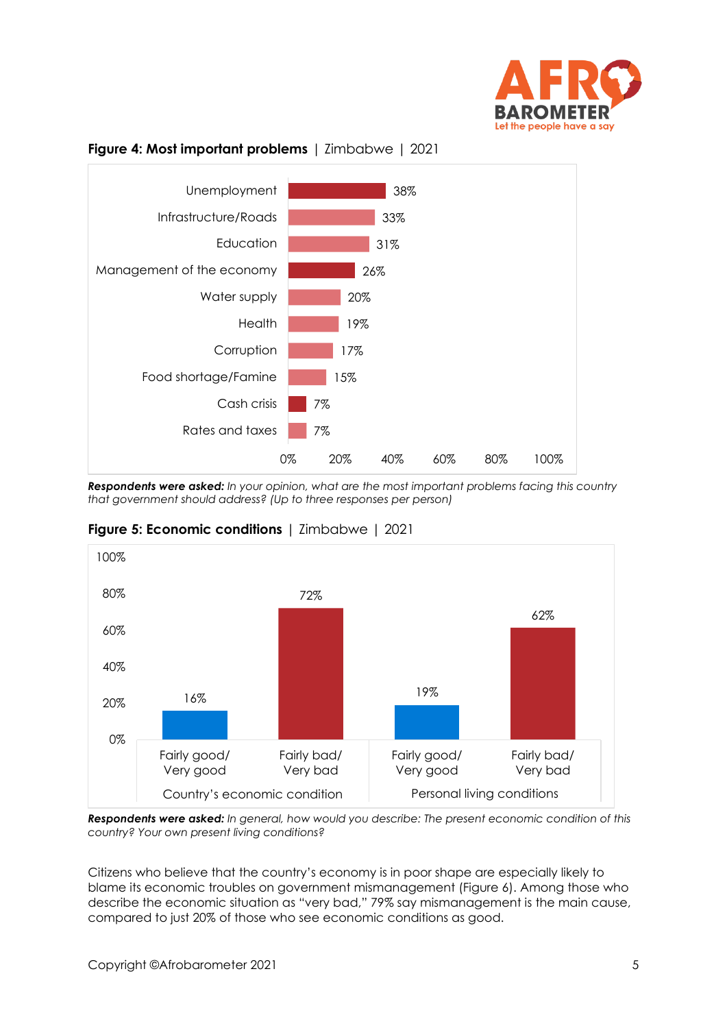**Figure 4: Most important problems** | Zimbabwe | 2021

| Problem | % |
|---|---|
| Unemployment | 38% |
| Infrastructure/Roads | 33% |
| Education | 31% |
| Management of the economy | 26% |
| Water supply | 20% |
| Health | 19% |
| Corruption | 17% |
| Food shortage/Famine | 15% |
| Cash crisis | 7% |
| Rates and taxes | 7% |

***Respondents were asked:*** *In your opinion, what are the most important problems facing this country that government should address? (Up to three responses per person)*

**Figure 5: Economic conditions** | Zimbabwe | 2021

| | Fairly good/ Very good | Fairly bad/ Very bad |
|---|---|---|
| Country's economic condition | 16% | 72% |
| Personal living conditions | 19% | 62% |

***Respondents were asked:*** *In general, how would you describe: The present economic condition of this country? Your own present living conditions?*

Citizens who believe that the country's economy is in poor shape are especially likely to blame its economic troubles on government mismanagement (Figure 6). Among those who describe the economic situation as "very bad," 79% say mismanagement is the main cause, compared to just 20% of those who see economic conditions as good.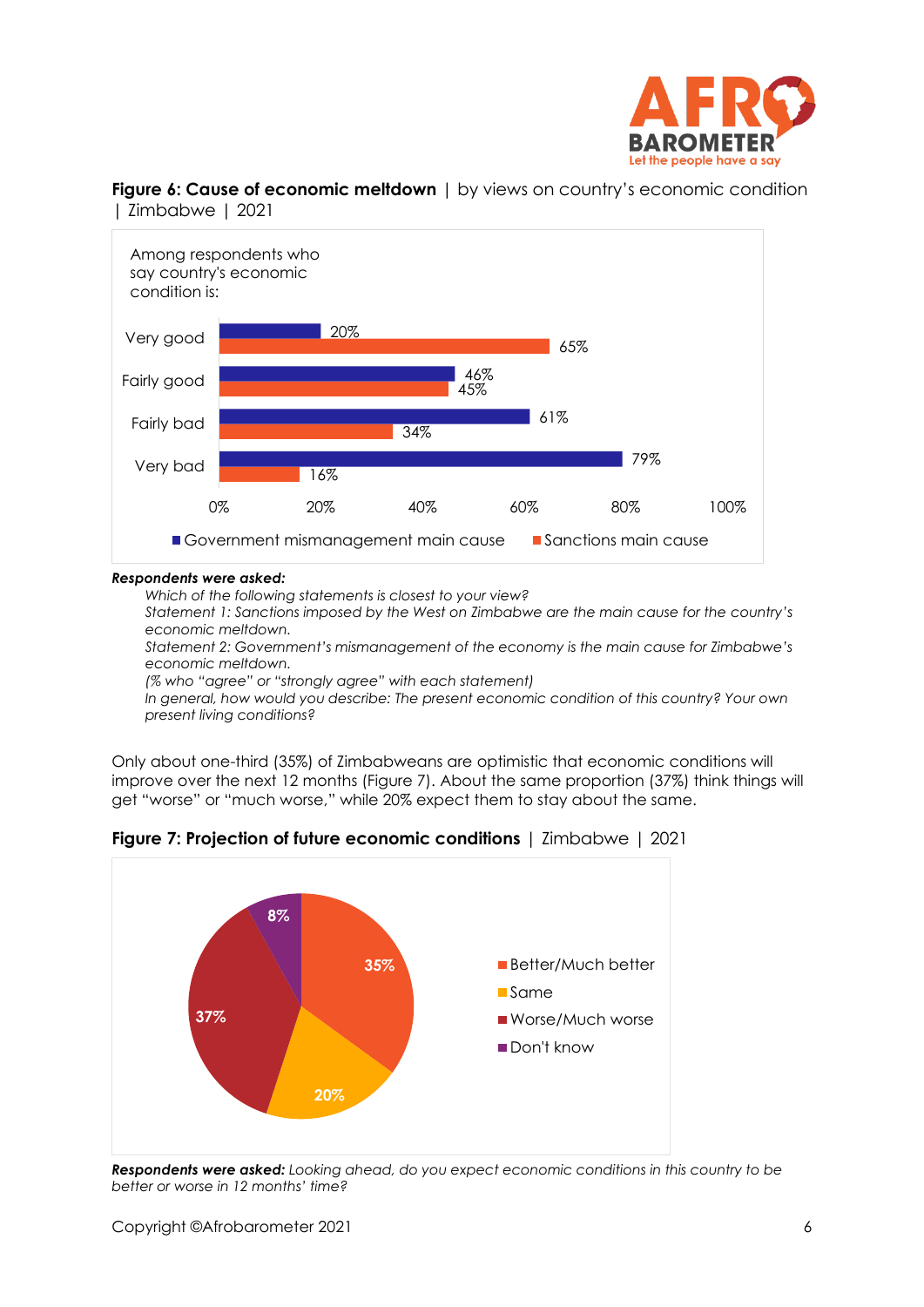**Figure 6: Cause of economic meltdown** | by views on country's economic condition | Zimbabwe | 2021

Among respondents who say country's economic condition is:

| | Government mismanagement main cause | Sanctions main cause |
|---|---|---|
| Very good | 20% | 65% |
| Fairly good | 46% | 45% |
| Fairly bad | 61% | 34% |
| Very bad | 79% | 16% |

***Respondents were asked:***

*Which of the following statements is closest to your view?*

*Statement 1: Sanctions imposed by the West on Zimbabwe are the main cause for the country's economic meltdown.*

*Statement 2: Government's mismanagement of the economy is the main cause for Zimbabwe's economic meltdown.*

*(% who "agree" or "strongly agree" with each statement)*

*In general, how would you describe: The present economic condition of this country? Your own present living conditions?*

Only about one-third (35%) of Zimbabweans are optimistic that economic conditions will improve over the next 12 months (Figure 7). About the same proportion (37%) think things will get "worse" or "much worse," while 20% expect them to stay about the same.

**Figure 7: Projection of future economic conditions** | Zimbabwe | 2021

| Response | % |
|---|---|
| Better/Much better | 35% |
| Same | 20% |
| Worse/Much worse | 37% |
| Don't know | 8% |

***Respondents were asked:*** *Looking ahead, do you expect economic conditions in this country to be better or worse in 12 months' time?*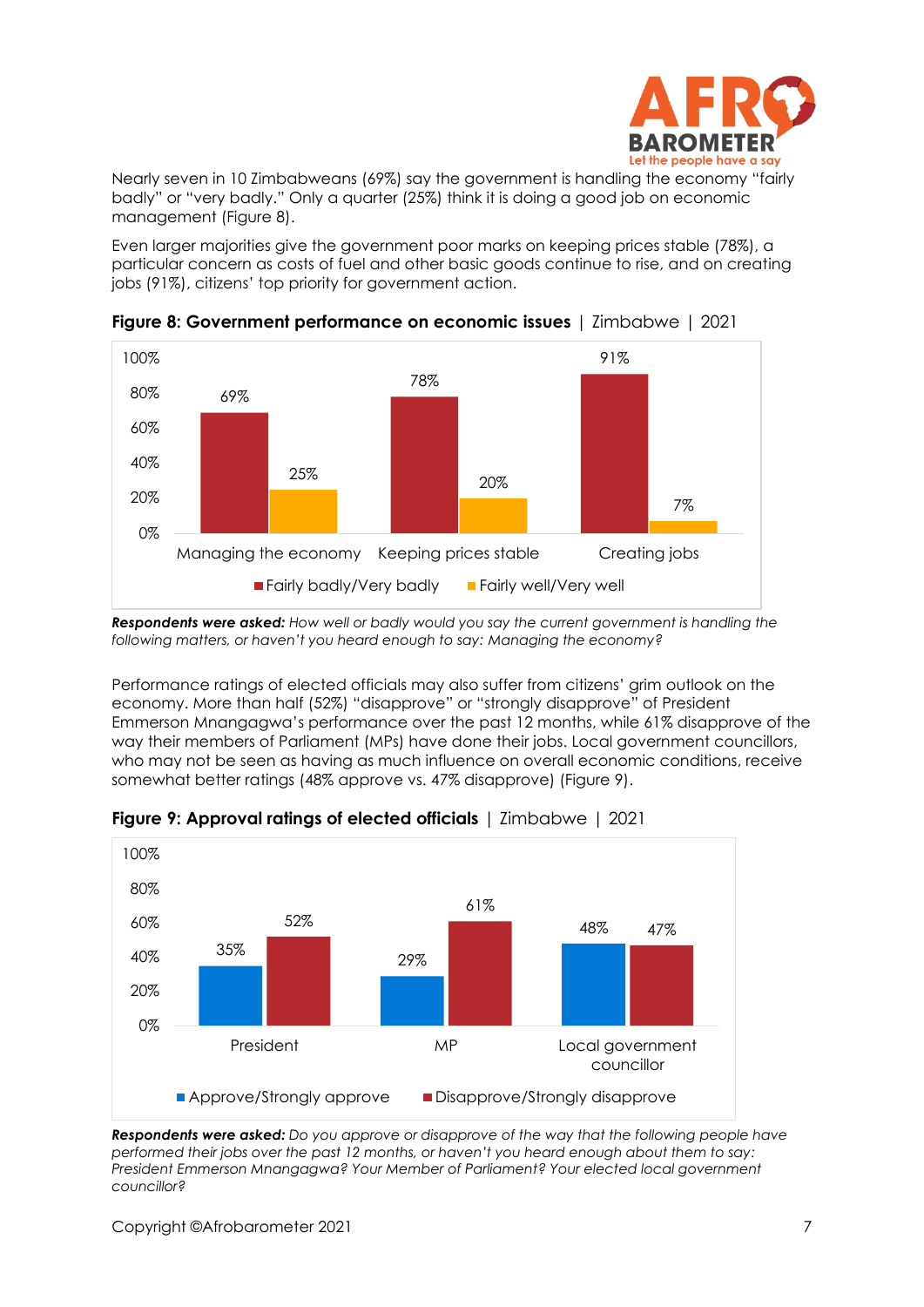Nearly seven in 10 Zimbabweans (69%) say the government is handling the economy "fairly badly" or "very badly." Only a quarter (25%) think it is doing a good job on economic management (Figure 8).

Even larger majorities give the government poor marks on keeping prices stable (78%), a particular concern as costs of fuel and other basic goods continue to rise, and on creating jobs (91%), citizens' top priority for government action.

**Figure 8: Government performance on economic issues** | Zimbabwe | 2021

| | Fairly badly/Very badly | Fairly well/Very well |
|---|---|---|
| Managing the economy | 69% | 25% |
| Keeping prices stable | 78% | 20% |
| Creating jobs | 91% | 7% |

***Respondents were asked:*** *How well or badly would you say the current government is handling the following matters, or haven't you heard enough to say: Managing the economy?*

Performance ratings of elected officials may also suffer from citizens' grim outlook on the economy. More than half (52%) "disapprove" or "strongly disapprove" of President Emmerson Mnangagwa's performance over the past 12 months, while 61% disapprove of the way their members of Parliament (MPs) have done their jobs. Local government councillors, who may not be seen as having as much influence on overall economic conditions, receive somewhat better ratings (48% approve vs. 47% disapprove) (Figure 9).

**Figure 9: Approval ratings of elected officials** | Zimbabwe | 2021

| | Approve/Strongly approve | Disapprove/Strongly disapprove |
|---|---|---|
| President | 35% | 52% |
| MP | 29% | 61% |
| Local government councillor | 48% | 47% |

***Respondents were asked:*** *Do you approve or disapprove of the way that the following people have performed their jobs over the past 12 months, or haven't you heard enough about them to say: President Emmerson Mnangagwa? Your Member of Parliament? Your elected local government councillor?*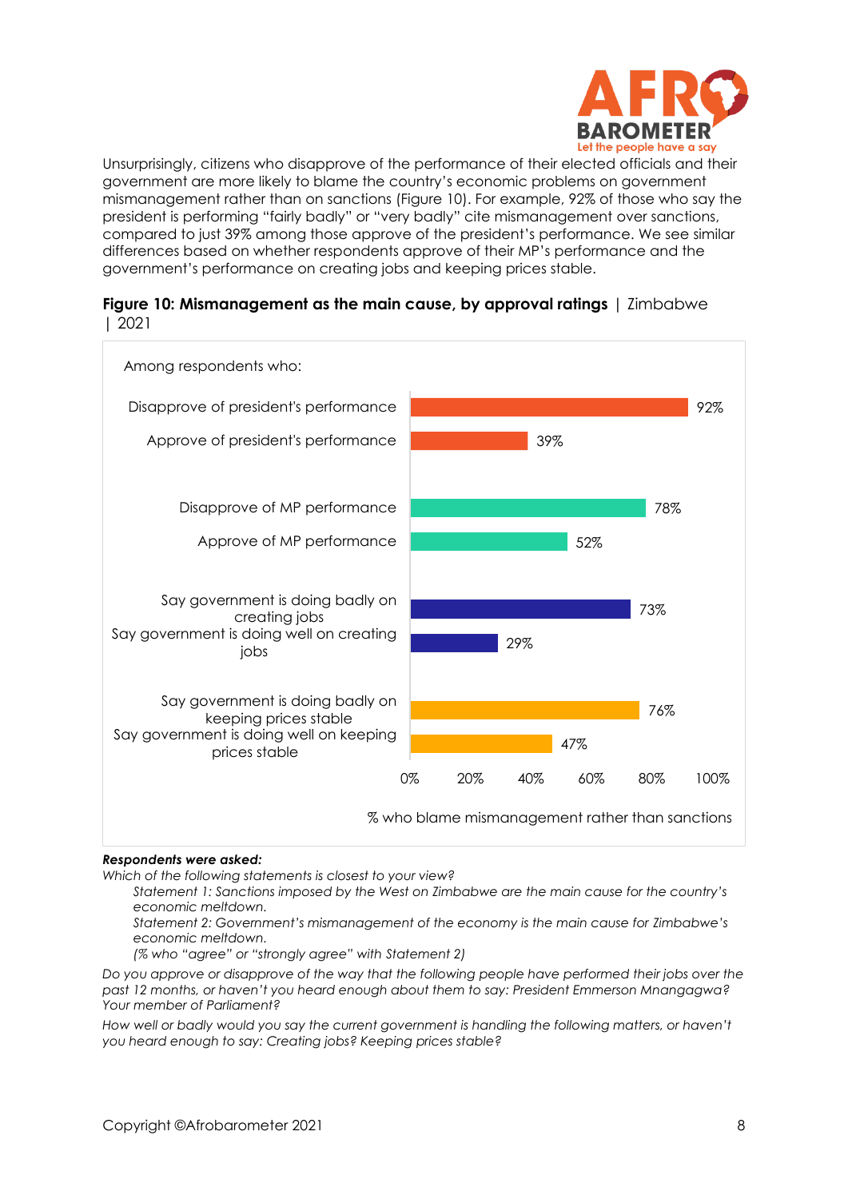Unsurprisingly, citizens who disapprove of the performance of their elected officials and their government are more likely to blame the country's economic problems on government mismanagement rather than on sanctions (Figure 10). For example, 92% of those who say the president is performing "fairly badly" or "very badly" cite mismanagement over sanctions, compared to just 39% among those approve of the president's performance. We see similar differences based on whether respondents approve of their MP's performance and the government's performance on creating jobs and keeping prices stable.

**Figure 10: Mismanagement as the main cause, by approval ratings** | Zimbabwe | 2021

Among respondents who:

| Among respondents who: | % who blame mismanagement rather than sanctions |
|---|---|
| Disapprove of president's performance | 92% |
| Approve of president's performance | 39% |
| Disapprove of MP performance | 78% |
| Approve of MP performance | 52% |
| Say government is doing badly on creating jobs | 73% |
| Say government is doing well on creating jobs | 29% |
| Say government is doing badly on keeping prices stable | 76% |
| Say government is doing well on keeping prices stable | 47% |

***Respondents were asked:***

*Which of the following statements is closest to your view?*

*Statement 1: Sanctions imposed by the West on Zimbabwe are the main cause for the country's economic meltdown.*

*Statement 2: Government's mismanagement of the economy is the main cause for Zimbabwe's economic meltdown.*

*(% who "agree" or "strongly agree" with Statement 2)*

*Do you approve or disapprove of the way that the following people have performed their jobs over the past 12 months, or haven't you heard enough about them to say: President Emmerson Mnangagwa? Your member of Parliament?*

*How well or badly would you say the current government is handling the following matters, or haven't you heard enough to say: Creating jobs? Keeping prices stable?*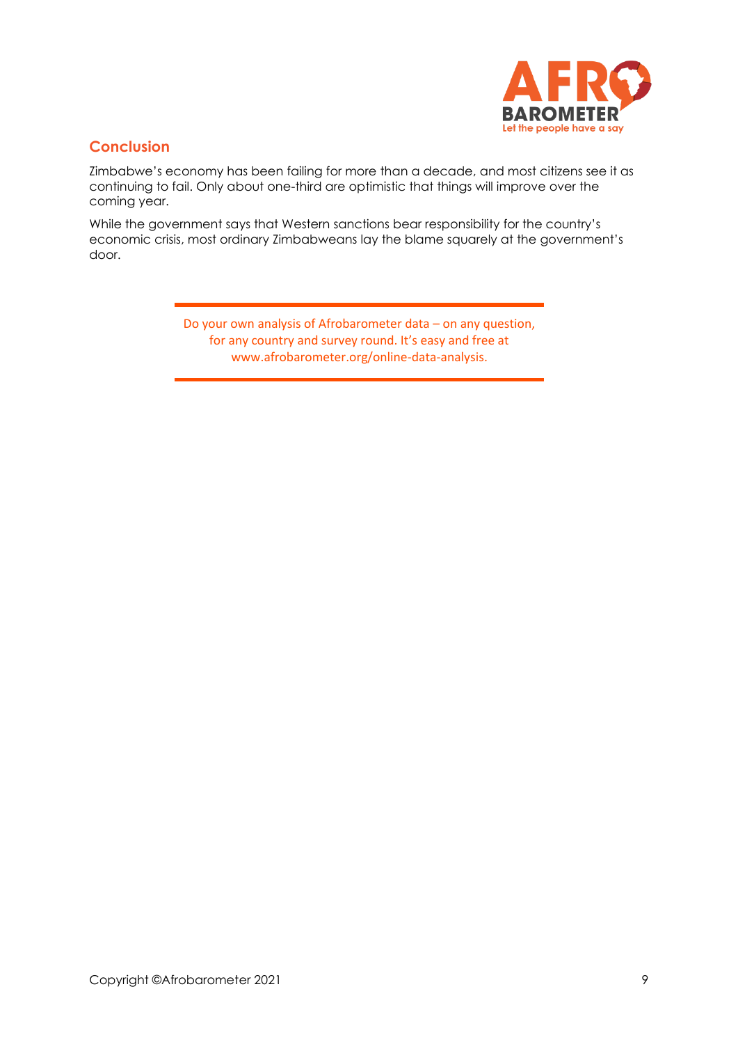## Conclusion

Zimbabwe's economy has been failing for more than a decade, and most citizens see it as continuing to fail. Only about one-third are optimistic that things will improve over the coming year.

While the government says that Western sanctions bear responsibility for the country's economic crisis, most ordinary Zimbabweans lay the blame squarely at the government's door.

Do your own analysis of Afrobarometer data – on any question, for any country and survey round. It's easy and free at www.afrobarometer.org/online-data-analysis.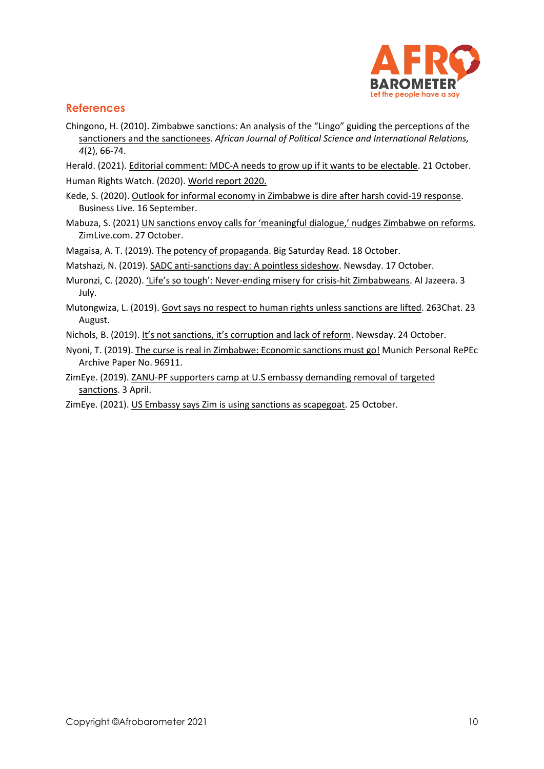## References

Chingono, H. (2010). Zimbabwe sanctions: An analysis of the "Lingo" guiding the perceptions of the sanctioners and the sanctionees. *African Journal of Political Science and International Relations, 4*(2), 66-74.

Herald. (2021). Editorial comment: MDC-A needs to grow up if it wants to be electable. 21 October.

Human Rights Watch. (2020). World report 2020.

Kede, S. (2020). Outlook for informal economy in Zimbabwe is dire after harsh covid-19 response. Business Live. 16 September.

Mabuza, S. (2021) UN sanctions envoy calls for 'meaningful dialogue,' nudges Zimbabwe on reforms. ZimLive.com. 27 October.

Magaisa, A. T. (2019). The potency of propaganda. Big Saturday Read. 18 October.

Matshazi, N. (2019). SADC anti-sanctions day: A pointless sideshow. Newsday. 17 October.

Muronzi, C. (2020). 'Life's so tough': Never-ending misery for crisis-hit Zimbabweans. Al Jazeera. 3 July.

Mutongwiza, L. (2019). Govt says no respect to human rights unless sanctions are lifted. 263Chat. 23 August.

Nichols, B. (2019). It's not sanctions, it's corruption and lack of reform. Newsday. 24 October.

Nyoni, T. (2019). The curse is real in Zimbabwe: Economic sanctions must go! Munich Personal RePEc Archive Paper No. 96911.

ZimEye. (2019). ZANU-PF supporters camp at U.S embassy demanding removal of targeted sanctions. 3 April.

ZimEye. (2021). US Embassy says Zim is using sanctions as scapegoat. 25 October.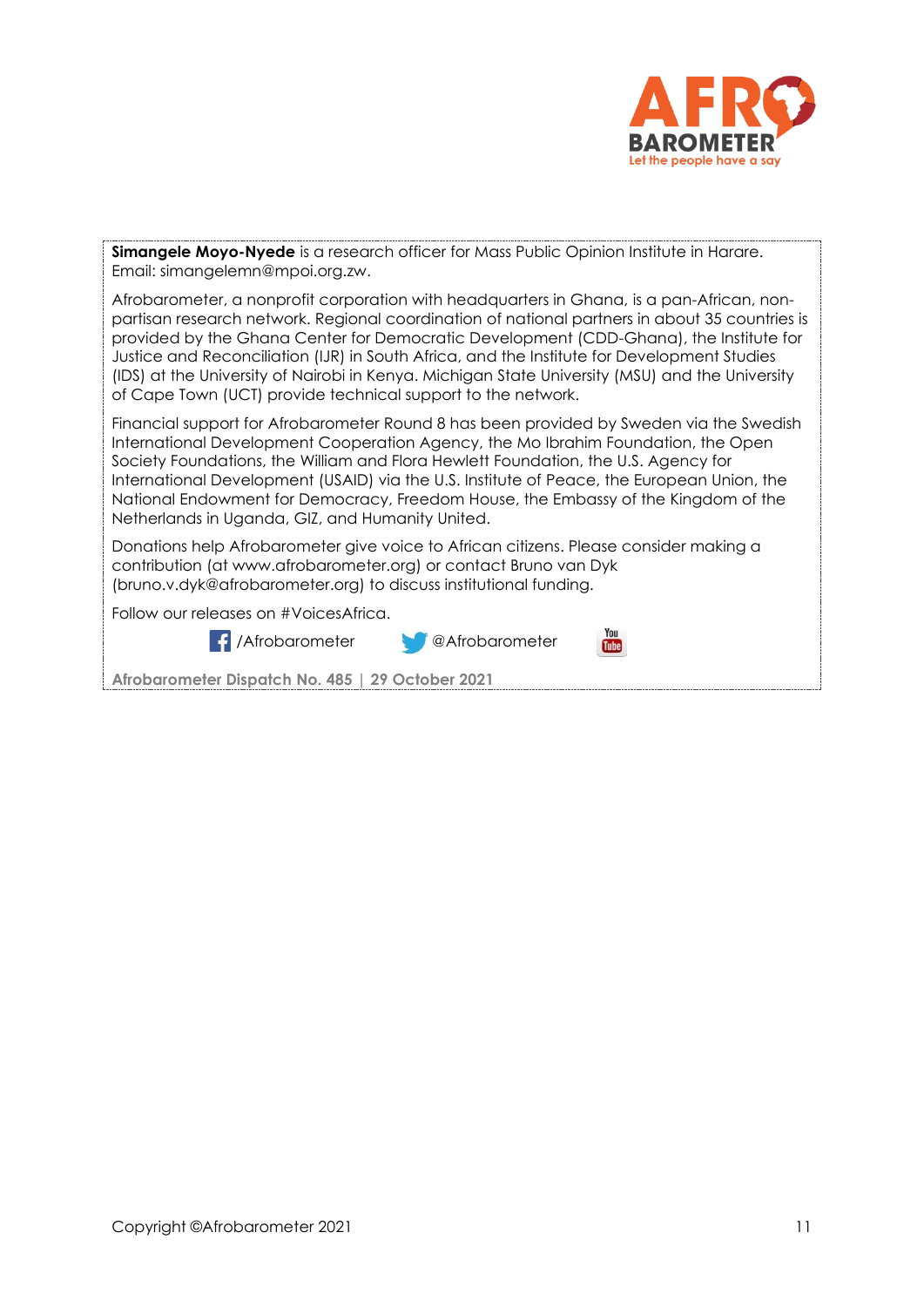**Simangele Moyo-Nyede** is a research officer for Mass Public Opinion Institute in Harare. Email: simangelemn@mpoi.org.zw.

Afrobarometer, a nonprofit corporation with headquarters in Ghana, is a pan-African, non-partisan research network. Regional coordination of national partners in about 35 countries is provided by the Ghana Center for Democratic Development (CDD-Ghana), the Institute for Justice and Reconciliation (IJR) in South Africa, and the Institute for Development Studies (IDS) at the University of Nairobi in Kenya. Michigan State University (MSU) and the University of Cape Town (UCT) provide technical support to the network.

Financial support for Afrobarometer Round 8 has been provided by Sweden via the Swedish International Development Cooperation Agency, the Mo Ibrahim Foundation, the Open Society Foundations, the William and Flora Hewlett Foundation, the U.S. Agency for International Development (USAID) via the U.S. Institute of Peace, the European Union, the National Endowment for Democracy, Freedom House, the Embassy of the Kingdom of the Netherlands in Uganda, GIZ, and Humanity United.

Donations help Afrobarometer give voice to African citizens. Please consider making a contribution (at www.afrobarometer.org) or contact Bruno van Dyk (bruno.v.dyk@afrobarometer.org) to discuss institutional funding.

Follow our releases on #VoicesAfrica.

/Afrobarometer @Afrobarometer

**Afrobarometer Dispatch No. 485 | 29 October 2021**

Copyright ©Afrobarometer 2021